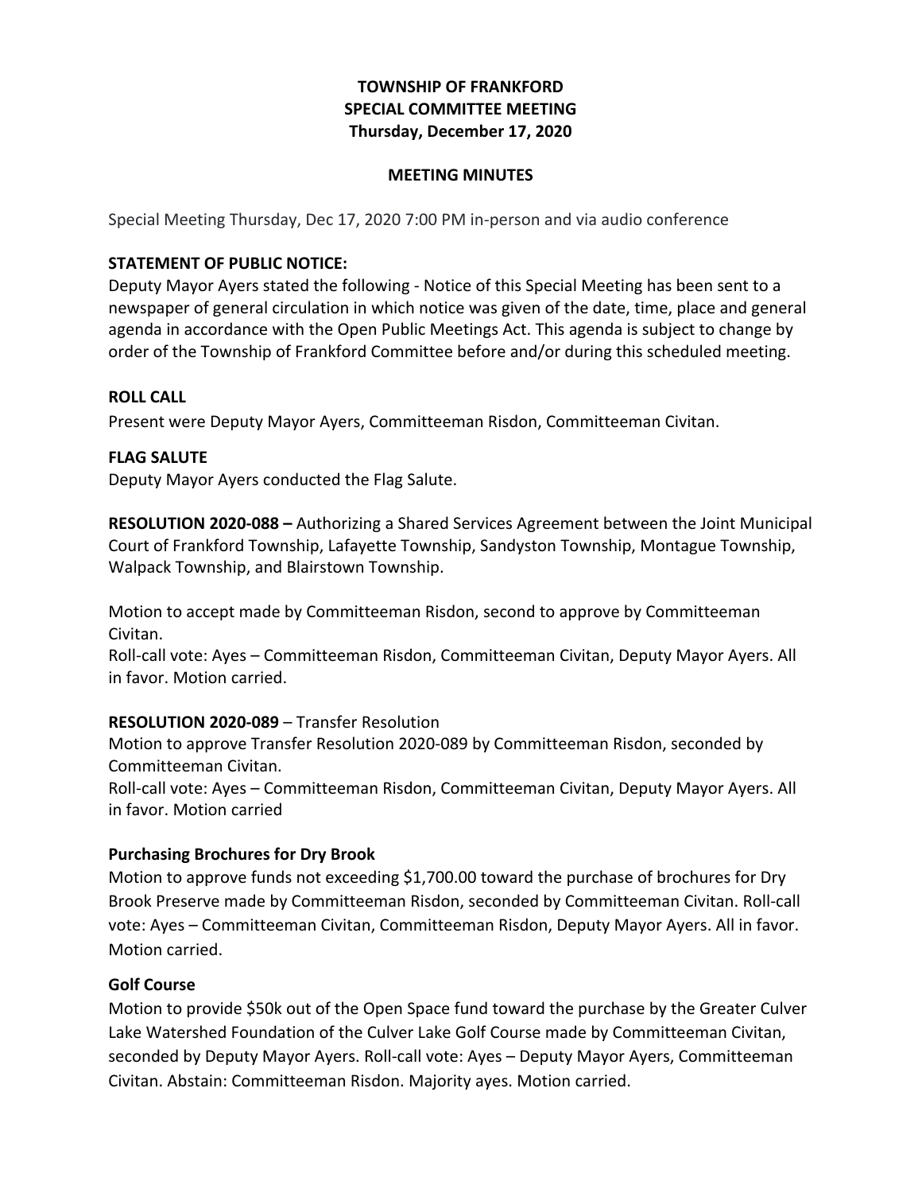**TOWNSHIP OF FRANKFORD**
**SPECIAL COMMITTEE MEETING**
**Thursday, December 17, 2020**

**MEETING MINUTES**

Special Meeting Thursday, Dec 17, 2020 7:00 PM in-person and via audio conference

**STATEMENT OF PUBLIC NOTICE:**
Deputy Mayor Ayers stated the following - Notice of this Special Meeting has been sent to a newspaper of general circulation in which notice was given of the date, time, place and general agenda in accordance with the Open Public Meetings Act. This agenda is subject to change by order of the Township of Frankford Committee before and/or during this scheduled meeting.

**ROLL CALL**
Present were Deputy Mayor Ayers, Committeeman Risdon, Committeeman Civitan.

**FLAG SALUTE**
Deputy Mayor Ayers conducted the Flag Salute.

**RESOLUTION 2020-088 –** Authorizing a Shared Services Agreement between the Joint Municipal Court of Frankford Township, Lafayette Township, Sandyston Township, Montague Township, Walpack Township, and Blairstown Township.

Motion to accept made by Committeeman Risdon, second to approve by Committeeman Civitan.
Roll-call vote: Ayes – Committeeman Risdon, Committeeman Civitan, Deputy Mayor Ayers. All in favor. Motion carried.

**RESOLUTION 2020-089** – Transfer Resolution
Motion to approve Transfer Resolution 2020-089 by Committeeman Risdon, seconded by Committeeman Civitan.
Roll-call vote: Ayes – Committeeman Risdon, Committeeman Civitan, Deputy Mayor Ayers. All in favor. Motion carried

**Purchasing Brochures for Dry Brook**
Motion to approve funds not exceeding $1,700.00 toward the purchase of brochures for Dry Brook Preserve made by Committeeman Risdon, seconded by Committeeman Civitan. Roll-call vote: Ayes – Committeeman Civitan, Committeeman Risdon, Deputy Mayor Ayers. All in favor. Motion carried.

**Golf Course**
Motion to provide $50k out of the Open Space fund toward the purchase by the Greater Culver Lake Watershed Foundation of the Culver Lake Golf Course made by Committeeman Civitan, seconded by Deputy Mayor Ayers. Roll-call vote: Ayes – Deputy Mayor Ayers, Committeeman Civitan. Abstain: Committeeman Risdon. Majority ayes. Motion carried.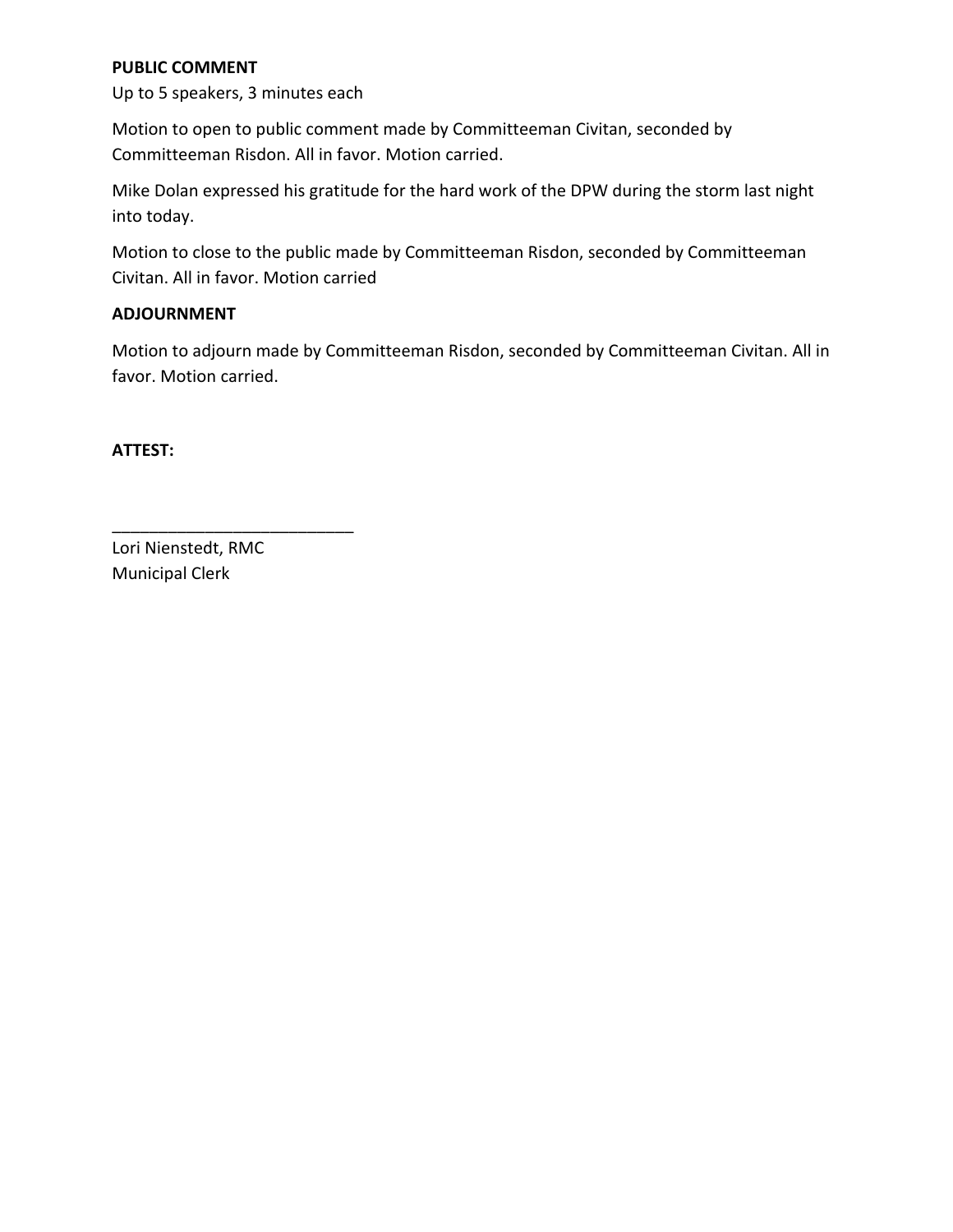**PUBLIC COMMENT**

Up to 5 speakers, 3 minutes each

Motion to open to public comment made by Committeeman Civitan, seconded by Committeeman Risdon. All in favor. Motion carried.

Mike Dolan expressed his gratitude for the hard work of the DPW during the storm last night into today.

Motion to close to the public made by Committeeman Risdon, seconded by Committeeman Civitan. All in favor. Motion carried

**ADJOURNMENT**

Motion to adjourn made by Committeeman Risdon, seconded by Committeeman Civitan. All in favor. Motion carried.

**ATTEST:**

___________________________

Lori Nienstedt, RMC
Municipal Clerk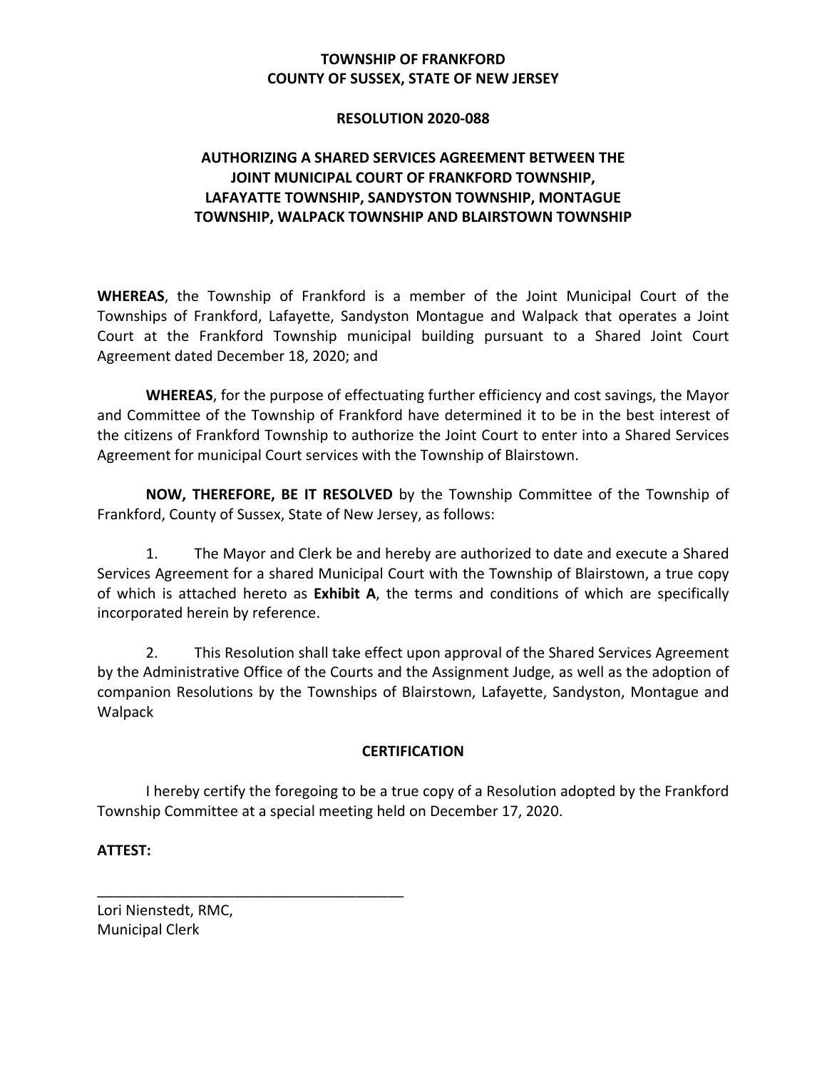**TOWNSHIP OF FRANKFORD**
**COUNTY OF SUSSEX, STATE OF NEW JERSEY**

**RESOLUTION 2020-088**

**AUTHORIZING A SHARED SERVICES AGREEMENT BETWEEN THE JOINT MUNICIPAL COURT OF FRANKFORD TOWNSHIP, LAFAYATTE TOWNSHIP, SANDYSTON TOWNSHIP, MONTAGUE TOWNSHIP, WALPACK TOWNSHIP AND BLAIRSTOWN TOWNSHIP**

**WHEREAS**, the Township of Frankford is a member of the Joint Municipal Court of the Townships of Frankford, Lafayette, Sandyston Montague and Walpack that operates a Joint Court at the Frankford Township municipal building pursuant to a Shared Joint Court Agreement dated December 18, 2020; and

**WHEREAS**, for the purpose of effectuating further efficiency and cost savings, the Mayor and Committee of the Township of Frankford have determined it to be in the best interest of the citizens of Frankford Township to authorize the Joint Court to enter into a Shared Services Agreement for municipal Court services with the Township of Blairstown.

**NOW, THEREFORE, BE IT RESOLVED** by the Township Committee of the Township of Frankford, County of Sussex, State of New Jersey, as follows:

1. The Mayor and Clerk be and hereby are authorized to date and execute a Shared Services Agreement for a shared Municipal Court with the Township of Blairstown, a true copy of which is attached hereto as **Exhibit A**, the terms and conditions of which are specifically incorporated herein by reference.

2. This Resolution shall take effect upon approval of the Shared Services Agreement by the Administrative Office of the Courts and the Assignment Judge, as well as the adoption of companion Resolutions by the Townships of Blairstown, Lafayette, Sandyston, Montague and Walpack

**CERTIFICATION**

I hereby certify the foregoing to be a true copy of a Resolution adopted by the Frankford Township Committee at a special meeting held on December 17, 2020.

**ATTEST:**

\_\_\_\_\_\_\_\_\_\_\_\_\_\_\_\_\_\_\_\_\_\_\_\_\_\_\_\_\_\_\_\_\_\_\_\_\_\_

Lori Nienstedt, RMC,
Municipal Clerk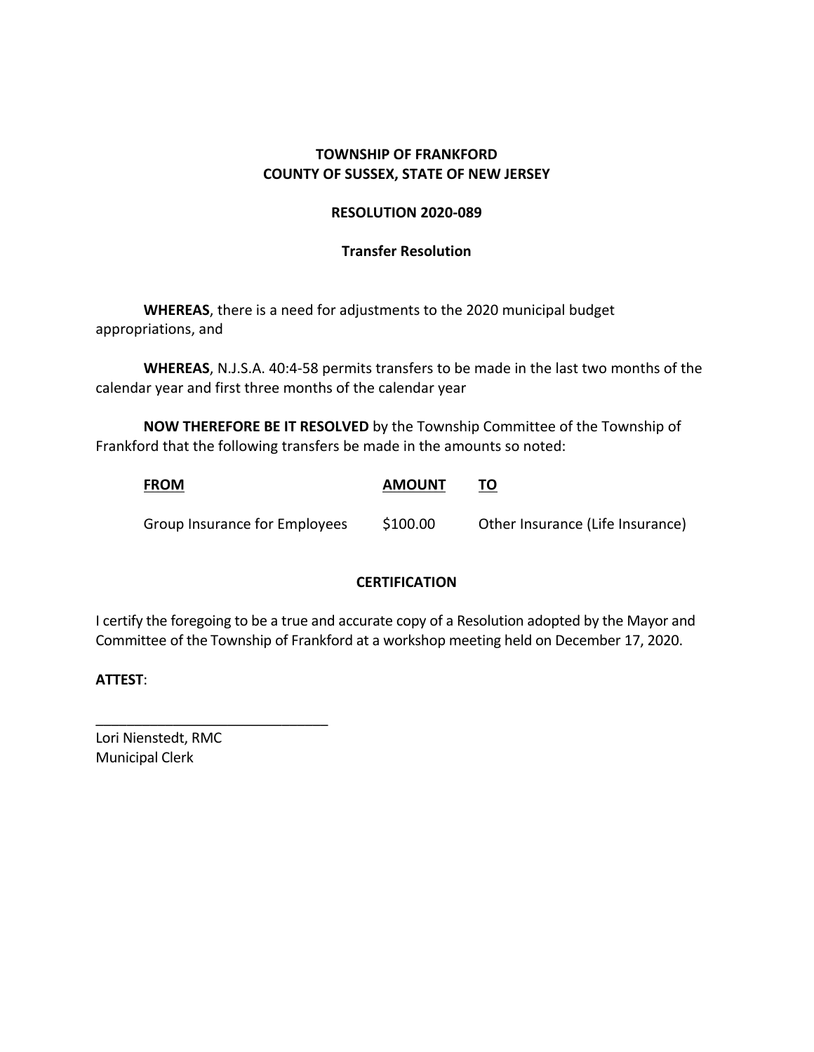**TOWNSHIP OF FRANKFORD**
**COUNTY OF SUSSEX, STATE OF NEW JERSEY**

**RESOLUTION 2020-089**

**Transfer Resolution**

**WHEREAS**, there is a need for adjustments to the 2020 municipal budget appropriations, and

**WHEREAS**, N.J.S.A. 40:4-58 permits transfers to be made in the last two months of the calendar year and first three months of the calendar year

**NOW THEREFORE BE IT RESOLVED** by the Township Committee of the Township of Frankford that the following transfers be made in the amounts so noted:

| FROM | AMOUNT | TO |
|---|---|---|
| Group Insurance for Employees | $100.00 | Other Insurance (Life Insurance) |

**CERTIFICATION**

I certify the foregoing to be a true and accurate copy of a Resolution adopted by the Mayor and Committee of the Township of Frankford at a workshop meeting held on December 17, 2020.

**ATTEST**:

_____________________________
Lori Nienstedt, RMC
Municipal Clerk